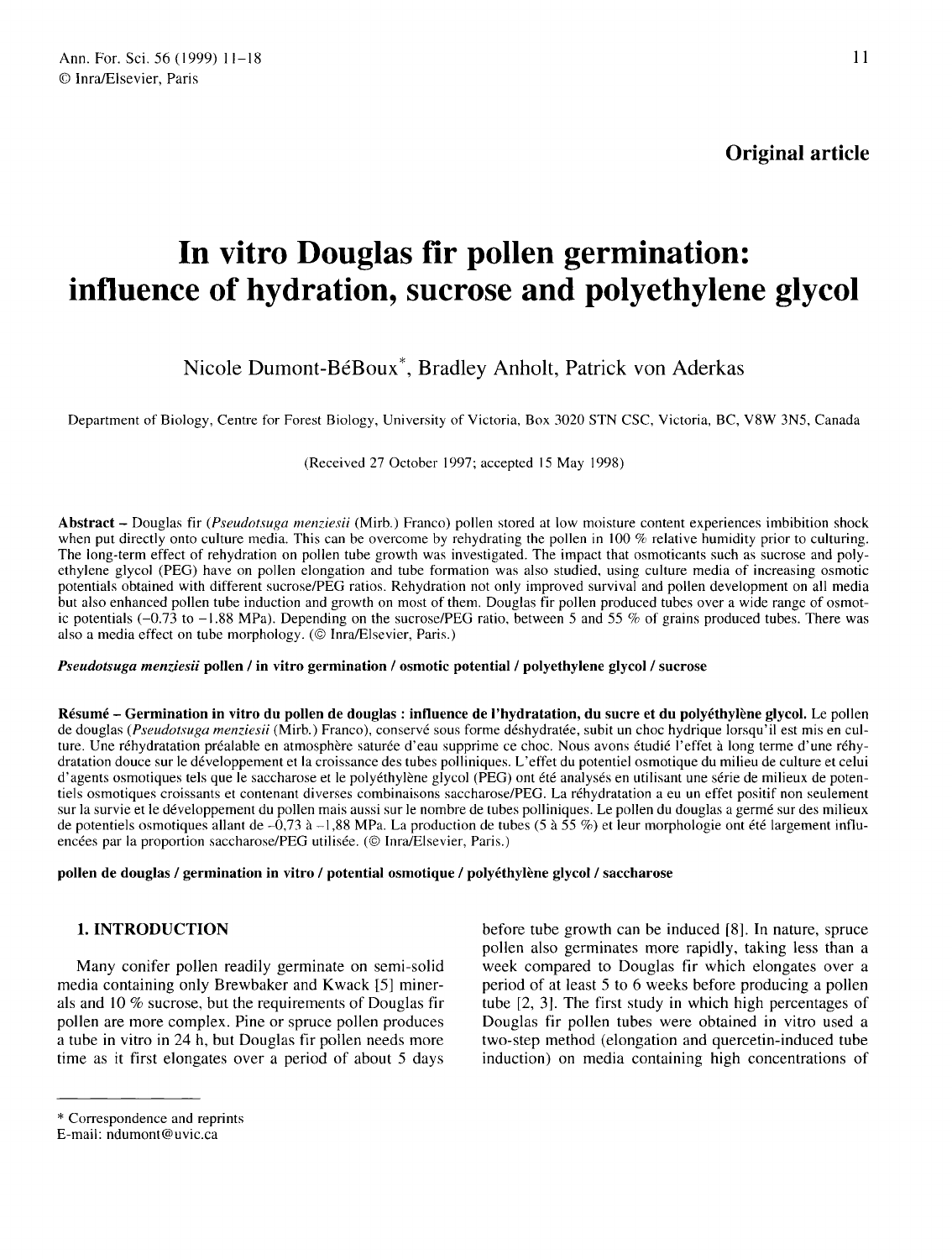**Original article**

# In vitro Douglas fir pollen germination: influence of hydration, sucrose and polyethylene glycol

Nicole Dumont-BéBoux*, Bradley Anholt, Patrick von Aderkas

Department of Biology, Centre for Forest Biology, University of Victoria, Box 3020 STN CSC, Victoria, BC, V8W 3N5, Canada

(Received 27 October 1997; accepted 15 May 1998)

**Abstract** – Douglas fir (*Pseudotsuga menziesii* (Mirb.) Franco) pollen stored at low moisture content experiences imbibition shock when put directly onto culture media. This can be overcome by rehydrating the pollen in 100 % relative humidity prior to culturing. The long-term effect of rehydration on pollen tube growth was investigated. The impact that osmoticants such as sucrose and polyethylene glycol (PEG) have on pollen elongation and tube formation was also studied, using culture media of increasing osmotic potentials obtained with different sucrose/PEG ratios. Rehydration not only improved survival and pollen development on all media but also enhanced pollen tube induction and growth on most of them. Douglas fir pollen produced tubes over a wide range of osmotic potentials (–0.73 to –1.88 MPa). Depending on the sucrose/PEG ratio, between 5 and 55 % of grains produced tubes. There was also a media effect on tube morphology. (© Inra/Elsevier, Paris.)

***Pseudotsuga menziesii* pollen / in vitro germination / osmotic potential / polyethylene glycol / sucrose**

**Résumé – Germination in vitro du pollen de douglas : influence de l'hydratation, du sucre et du polyéthylène glycol.** Le pollen de douglas (*Pseudotsuga menziesii* (Mirb.) Franco), conservé sous forme déshydratée, subit un choc hydrique lorsqu'il est mis en culture. Une réhydratation préalable en atmosphère saturée d'eau supprime ce choc. Nous avons étudié l'effet à long terme d'une réhydratation douce sur le développement et la croissance des tubes polliniques. L'effet du potentiel osmotique du milieu de culture et celui d'agents osmotiques tels que le saccharose et le polyéthylène glycol (PEG) ont été analysés en utilisant une série de milieux de potentiels osmotiques croissants et contenant diverses combinaisons saccharose/PEG. La réhydratation a eu un effet positif non seulement sur la survie et le développement du pollen mais aussi sur le nombre de tubes polliniques. Le pollen du douglas a germé sur des milieux de potentiels osmotiques allant de –0,73 à –1,88 MPa. La production de tubes (5 à 55 %) et leur morphologie ont été largement influencées par la proportion saccharose/PEG utilisée. (© Inra/Elsevier, Paris.)

**pollen de douglas / germination in vitro / potential osmotique / polyéthylène glycol / saccharose**

## 1. INTRODUCTION

Many conifer pollen readily germinate on semi-solid media containing only Brewbaker and Kwack [5] minerals and 10 % sucrose, but the requirements of Douglas fir pollen are more complex. Pine or spruce pollen produces a tube in vitro in 24 h, but Douglas fir pollen needs more time as it first elongates over a period of about 5 days before tube growth can be induced [8]. In nature, spruce pollen also germinates more rapidly, taking less than a week compared to Douglas fir which elongates over a period of at least 5 to 6 weeks before producing a pollen tube [2, 3]. The first study in which high percentages of Douglas fir pollen tubes were obtained in vitro used a two-step method (elongation and quercetin-induced tube induction) on media containing high concentrations of

* Correspondence and reprints
E-mail: ndumont@uvic.ca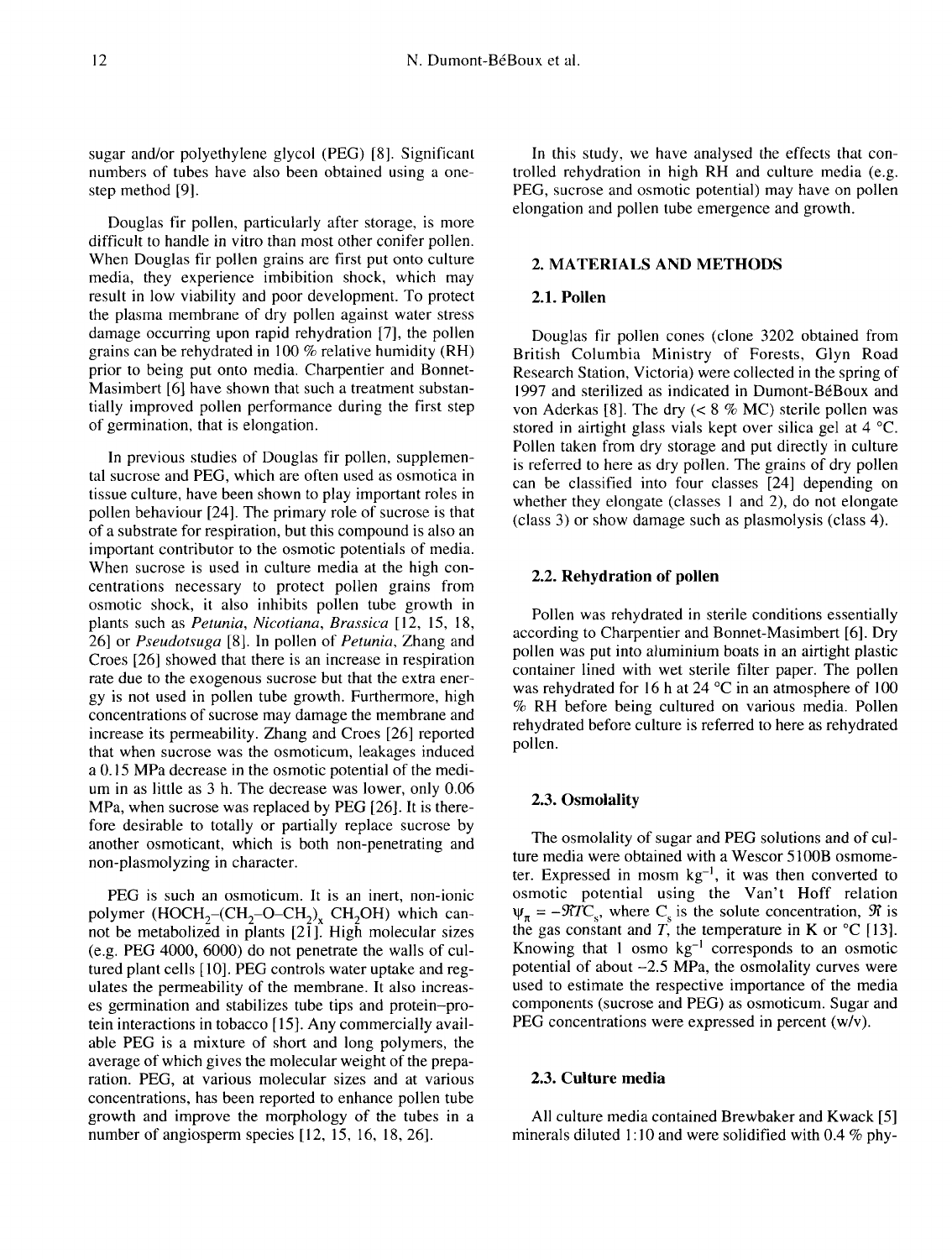sugar and/or polyethylene glycol (PEG) [8]. Significant numbers of tubes have also been obtained using a one-step method [9].

Douglas fir pollen, particularly after storage, is more difficult to handle in vitro than most other conifer pollen. When Douglas fir pollen grains are first put onto culture media, they experience imbibition shock, which may result in low viability and poor development. To protect the plasma membrane of dry pollen against water stress damage occurring upon rapid rehydration [7], the pollen grains can be rehydrated in 100 % relative humidity (RH) prior to being put onto media. Charpentier and Bonnet-Masimbert [6] have shown that such a treatment substantially improved pollen performance during the first step of germination, that is elongation.

In previous studies of Douglas fir pollen, supplemental sucrose and PEG, which are often used as osmotica in tissue culture, have been shown to play important roles in pollen behaviour [24]. The primary role of sucrose is that of a substrate for respiration, but this compound is also an important contributor to the osmotic potentials of media. When sucrose is used in culture media at the high concentrations necessary to protect pollen grains from osmotic shock, it also inhibits pollen tube growth in plants such as *Petunia*, *Nicotiana*, *Brassica* [12, 15, 18, 26] or *Pseudotsuga* [8]. In pollen of *Petunia*, Zhang and Croes [26] showed that there is an increase in respiration rate due to the exogenous sucrose but that the extra energy is not used in pollen tube growth. Furthermore, high concentrations of sucrose may damage the membrane and increase its permeability. Zhang and Croes [26] reported that when sucrose was the osmoticum, leakages induced a 0.15 MPa decrease in the osmotic potential of the medium in as little as 3 h. The decrease was lower, only 0.06 MPa, when sucrose was replaced by PEG [26]. It is therefore desirable to totally or partially replace sucrose by another osmoticant, which is both non-penetrating and non-plasmolyzing in character.

PEG is such an osmoticum. It is an inert, non-ionic polymer ($HOCH_2$–($CH_2$–O–$CH_2$)$_x$ $CH_2OH$) which cannot be metabolized in plants [21]. High molecular sizes (e.g. PEG 4000, 6000) do not penetrate the walls of cultured plant cells [10]. PEG controls water uptake and regulates the permeability of the membrane. It also increases germination and stabilizes tube tips and protein–protein interactions in tobacco [15]. Any commercially available PEG is a mixture of short and long polymers, the average of which gives the molecular weight of the preparation. PEG, at various molecular sizes and at various concentrations, has been reported to enhance pollen tube growth and improve the morphology of the tubes in a number of angiosperm species [12, 15, 16, 18, 26].

In this study, we have analysed the effects that controlled rehydration in high RH and culture media (e.g. PEG, sucrose and osmotic potential) may have on pollen elongation and pollen tube emergence and growth.

## 2. MATERIALS AND METHODS

### 2.1. Pollen

Douglas fir pollen cones (clone 3202 obtained from British Columbia Ministry of Forests, Glyn Road Research Station, Victoria) were collected in the spring of 1997 and sterilized as indicated in Dumont-BéBoux and von Aderkas [8]. The dry (< 8 % MC) sterile pollen was stored in airtight glass vials kept over silica gel at 4 °C. Pollen taken from dry storage and put directly in culture is referred to here as dry pollen. The grains of dry pollen can be classified into four classes [24] depending on whether they elongate (classes 1 and 2), do not elongate (class 3) or show damage such as plasmolysis (class 4).

### 2.2. Rehydration of pollen

Pollen was rehydrated in sterile conditions essentially according to Charpentier and Bonnet-Masimbert [6]. Dry pollen was put into aluminium boats in an airtight plastic container lined with wet sterile filter paper. The pollen was rehydrated for 16 h at 24 °C in an atmosphere of 100 % RH before being cultured on various media. Pollen rehydrated before culture is referred to here as rehydrated pollen.

### 2.3. Osmolality

The osmolality of sugar and PEG solutions and of culture media were obtained with a Wescor 5100B osmometer. Expressed in mosm $kg^{-1}$, it was then converted to osmotic potential using the Van't Hoff relation $\psi_\pi = -\Re T C_s$, where $C_s$ is the solute concentration, $\Re$ is the gas constant and $T$, the temperature in K or °C [13]. Knowing that 1 osmo $kg^{-1}$ corresponds to an osmotic potential of about –2.5 MPa, the osmolality curves were used to estimate the respective importance of the media components (sucrose and PEG) as osmoticum. Sugar and PEG concentrations were expressed in percent (w/v).

### 2.3. Culture media

All culture media contained Brewbaker and Kwack [5] minerals diluted 1:10 and were solidified with 0.4 % phy-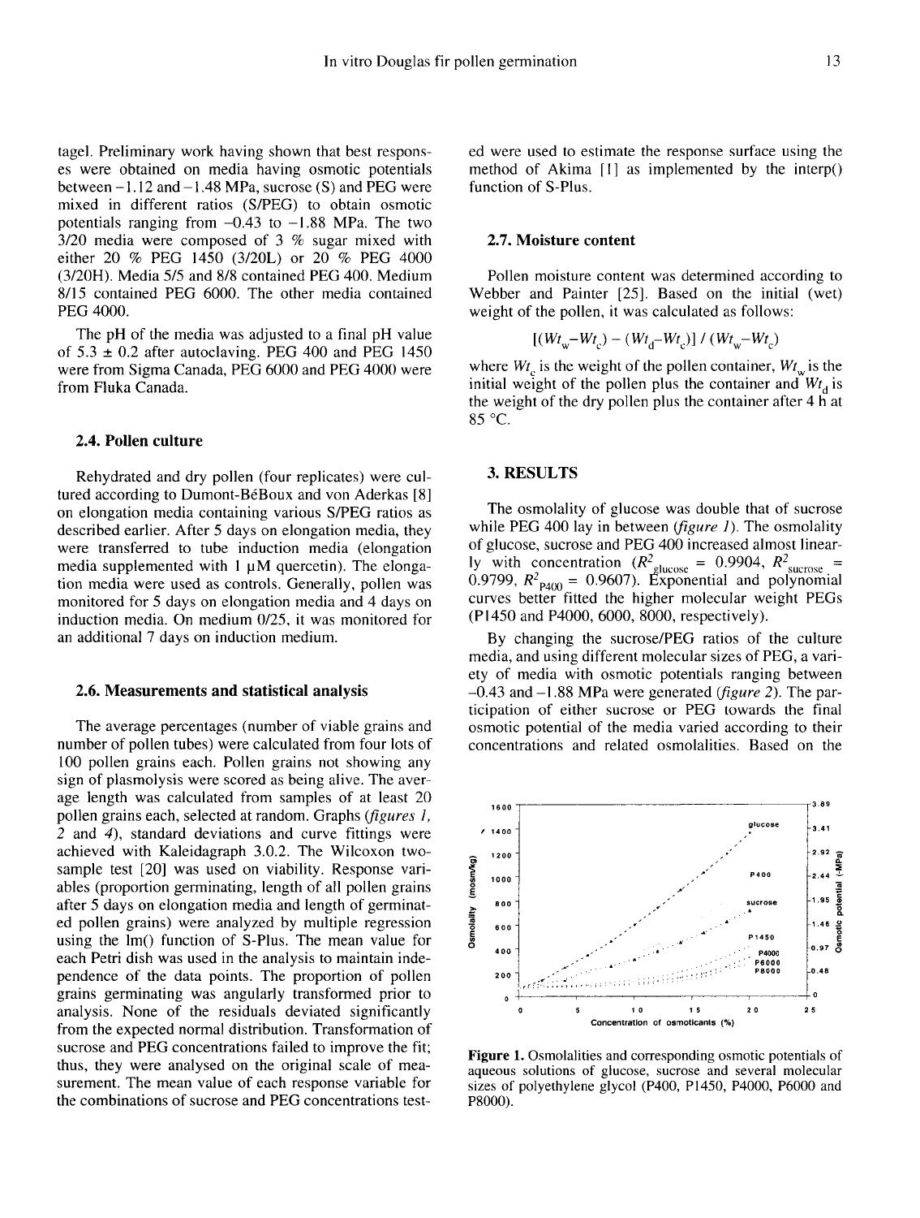tagel. Preliminary work having shown that best responses were obtained on media having osmotic potentials between –1.12 and –1.48 MPa, sucrose (S) and PEG were mixed in different ratios (S/PEG) to obtain osmotic potentials ranging from –0.43 to –1.88 MPa. The two 3/20 media were composed of 3 % sugar mixed with either 20 % PEG 1450 (3/20L) or 20 % PEG 4000 (3/20H). Media 5/5 and 8/8 contained PEG 400. Medium 8/15 contained PEG 6000. The other media contained PEG 4000.

The pH of the media was adjusted to a final pH value of 5.3 ± 0.2 after autoclaving. PEG 400 and PEG 1450 were from Sigma Canada, PEG 6000 and PEG 4000 were from Fluka Canada.

### 2.4. Pollen culture

Rehydrated and dry pollen (four replicates) were cultured according to Dumont-BéBoux and von Aderkas [8] on elongation media containing various S/PEG ratios as described earlier. After 5 days on elongation media, they were transferred to tube induction media (elongation media supplemented with 1 µM quercetin). The elongation media were used as controls. Generally, pollen was monitored for 5 days on elongation media and 4 days on induction media. On medium 0/25, it was monitored for an additional 7 days on induction medium.

### 2.6. Measurements and statistical analysis

The average percentages (number of viable grains and number of pollen tubes) were calculated from four lots of 100 pollen grains each. Pollen grains not showing any sign of plasmolysis were scored as being alive. The average length was calculated from samples of at least 20 pollen grains each, selected at random. Graphs (*figures 1, 2* and *4*), standard deviations and curve fittings were achieved with Kaleidagraph 3.0.2. The Wilcoxon two-sample test [20] was used on viability. Response variables (proportion germinating, length of all pollen grains after 5 days on elongation media and length of germinated pollen grains) were analyzed by multiple regression using the lm() function of S-Plus. The mean value for each Petri dish was used in the analysis to maintain independence of the data points. The proportion of pollen grains germinating was angularly transformed prior to analysis. None of the residuals deviated significantly from the expected normal distribution. Transformation of sucrose and PEG concentrations failed to improve the fit; thus, they were analysed on the original scale of measurement. The mean value of each response variable for the combinations of sucrose and PEG concentrations tested were used to estimate the response surface using the method of Akima [1] as implemented by the interp() function of S-Plus.

### 2.7. Moisture content

Pollen moisture content was determined according to Webber and Painter [25]. Based on the initial (wet) weight of the pollen, it was calculated as follows:

$$[(Wt_w - Wt_c) - (Wt_d - Wt_c)] / (Wt_w - Wt_c)$$

where $Wt_c$ is the weight of the pollen container, $Wt_w$ is the initial weight of the pollen plus the container and $Wt_d$ is the weight of the dry pollen plus the container after 4 h at 85 °C.

## 3. RESULTS

The osmolality of glucose was double that of sucrose while PEG 400 lay in between (*figure 1*). The osmolality of glucose, sucrose and PEG 400 increased almost linearly with concentration ($R^2_{glucose}$ = 0.9904, $R^2_{sucrose}$ = 0.9799, $R^2_{P400}$ = 0.9607). Exponential and polynomial curves better fitted the higher molecular weight PEGs (P1450 and P4000, 6000, 8000, respectively).

By changing the sucrose/PEG ratios of the culture media, and using different molecular sizes of PEG, a variety of media with osmotic potentials ranging between –0.43 and –1.88 MPa were generated (*figure 2*). The participation of either sucrose or PEG towards the final osmotic potential of the media varied according to their concentrations and related osmolalities. Based on the

**Figure 1.** Osmolalities and corresponding osmotic potentials of aqueous solutions of glucose, sucrose and several molecular sizes of polyethylene glycol (P400, P1450, P4000, P6000 and P8000).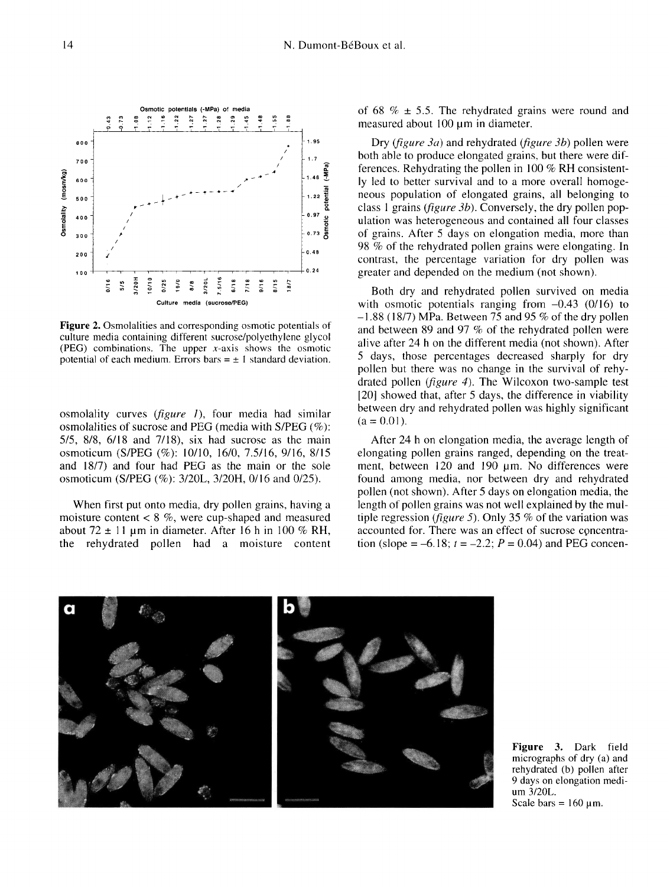**Figure 2.** Osmolalities and corresponding osmotic potentials of culture media containing different sucrose/polyethylene glycol (PEG) combinations. The upper *x*-axis shows the osmotic potential of each medium. Errors bars = ± 1 standard deviation.

osmolality curves (*figure 1*), four media had similar osmolalities of sucrose and PEG (media with S/PEG (%): 5/5, 8/8, 6/18 and 7/18), six had sucrose as the main osmoticum (S/PEG (%): 10/10, 16/0, 7.5/16, 9/16, 8/15 and 18/7) and four had PEG as the main or the sole osmoticum (S/PEG (%): 3/20L, 3/20H, 0/16 and 0/25).

When first put onto media, dry pollen grains, having a moisture content < 8 %, were cup-shaped and measured about 72 ± 11 µm in diameter. After 16 h in 100 % RH, the rehydrated pollen had a moisture content of 68 % ± 5.5. The rehydrated grains were round and measured about 100 µm in diameter.

Dry (*figure 3a*) and rehydrated (*figure 3b*) pollen were both able to produce elongated grains, but there were differences. Rehydrating the pollen in 100 % RH consistently led to better survival and to a more overall homogeneous population of elongated grains, all belonging to class 1 grains (*figure 3b*). Conversely, the dry pollen population was heterogeneous and contained all four classes of grains. After 5 days on elongation media, more than 98 % of the rehydrated pollen grains were elongating. In contrast, the percentage variation for dry pollen was greater and depended on the medium (not shown).

Both dry and rehydrated pollen survived on media with osmotic potentials ranging from –0.43 (0/16) to –1.88 (18/7) MPa. Between 75 and 95 % of the dry pollen and between 89 and 97 % of the rehydrated pollen were alive after 24 h on the different media (not shown). After 5 days, those percentages decreased sharply for dry pollen but there was no change in the survival of rehydrated pollen (*figure 4*). The Wilcoxon two-sample test [20] showed that, after 5 days, the difference in viability between dry and rehydrated pollen was highly significant (a = 0.01).

After 24 h on elongation media, the average length of elongating pollen grains ranged, depending on the treatment, between 120 and 190 µm. No differences were found among media, nor between dry and rehydrated pollen (not shown). After 5 days on elongation media, the length of pollen grains was not well explained by the multiple regression (*figure 5*). Only 35 % of the variation was accounted for. There was an effect of sucrose concentration (slope = –6.18; $t = -2.2$; $P = 0.04$) and PEG concen-

**Figure 3.** Dark field micrographs of dry (a) and rehydrated (b) pollen after 9 days on elongation medium 3/20L.
Scale bars = 160 µm.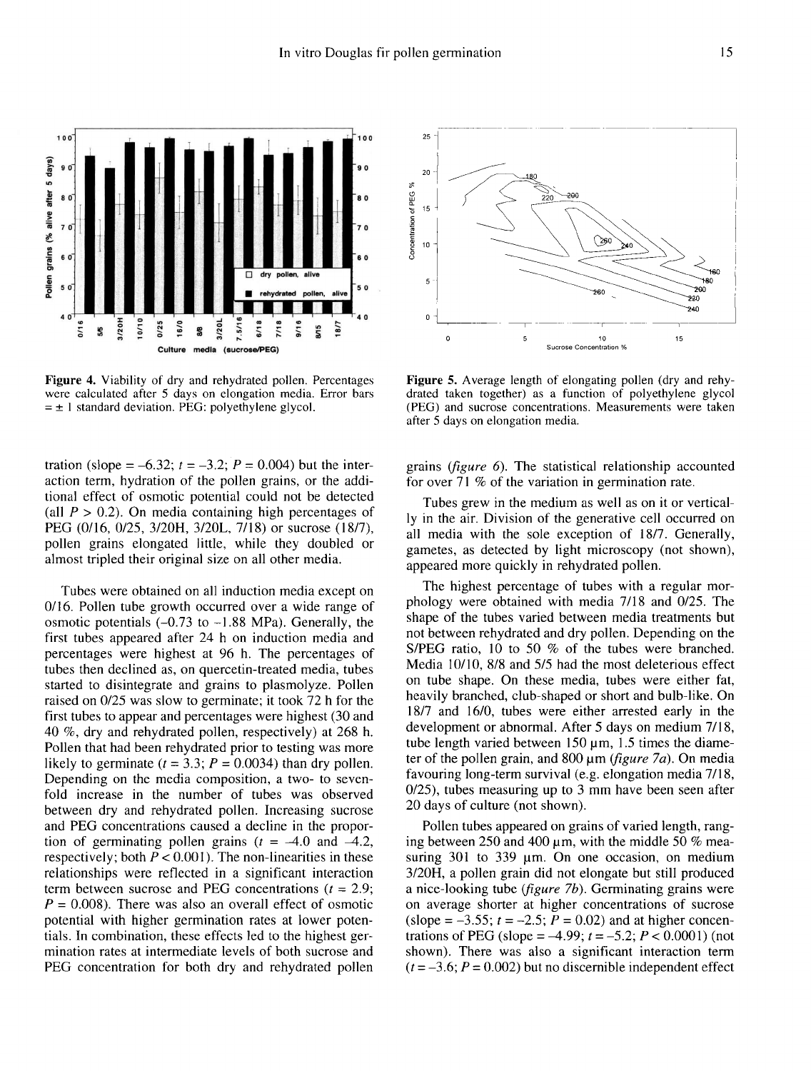**Figure 4.** Viability of dry and rehydrated pollen. Percentages were calculated after 5 days on elongation media. Error bars = ± 1 standard deviation. PEG: polyethylene glycol.

**Figure 5.** Average length of elongating pollen (dry and rehydrated taken together) as a function of polyethylene glycol (PEG) and sucrose concentrations. Measurements were taken after 5 days on elongation media.

tration (slope = –6.32; $t$ = –3.2; $P$ = 0.004) but the interaction term, hydration of the pollen grains, or the additional effect of osmotic potential could not be detected (all $P$ > 0.2). On media containing high percentages of PEG (0/16, 0/25, 3/20H, 3/20L, 7/18) or sucrose (18/7), pollen grains elongated little, while they doubled or almost tripled their original size on all other media.

Tubes were obtained on all induction media except on 0/16. Pollen tube growth occurred over a wide range of osmotic potentials (–0.73 to –1.88 MPa). Generally, the first tubes appeared after 24 h on induction media and percentages were highest at 96 h. The percentages of tubes then declined as, on quercetin-treated media, tubes started to disintegrate and grains to plasmolyze. Pollen raised on 0/25 was slow to germinate; it took 72 h for the first tubes to appear and percentages were highest (30 and 40 %, dry and rehydrated pollen, respectively) at 268 h. Pollen that had been rehydrated prior to testing was more likely to germinate ($t$ = 3.3; $P$ = 0.0034) than dry pollen. Depending on the media composition, a two- to seven-fold increase in the number of tubes was observed between dry and rehydrated pollen. Increasing sucrose and PEG concentrations caused a decline in the proportion of germinating pollen grains ($t$ = –4.0 and –4.2, respectively; both $P$ < 0.001). The non-linearities in these relationships were reflected in a significant interaction term between sucrose and PEG concentrations ($t$ = 2.9; $P$ = 0.008). There was also an overall effect of osmotic potential with higher germination rates at lower potentials. In combination, these effects led to the highest germination rates at intermediate levels of both sucrose and PEG concentration for both dry and rehydrated pollen grains (*figure 6*). The statistical relationship accounted for over 71 % of the variation in germination rate.

Tubes grew in the medium as well as on it or vertically in the air. Division of the generative cell occurred on all media with the sole exception of 18/7. Generally, gametes, as detected by light microscopy (not shown), appeared more quickly in rehydrated pollen.

The highest percentage of tubes with a regular morphology were obtained with media 7/18 and 0/25. The shape of the tubes varied between media treatments but not between rehydrated and dry pollen. Depending on the S/PEG ratio, 10 to 50 % of the tubes were branched. Media 10/10, 8/8 and 5/5 had the most deleterious effect on tube shape. On these media, tubes were either fat, heavily branched, club-shaped or short and bulb-like. On 18/7 and 16/0, tubes were either arrested early in the development or abnormal. After 5 days on medium 7/18, tube length varied between 150 µm, 1.5 times the diameter of the pollen grain, and 800 µm (*figure 7a*). On media favouring long-term survival (e.g. elongation media 7/18, 0/25), tubes measuring up to 3 mm have been seen after 20 days of culture (not shown).

Pollen tubes appeared on grains of varied length, ranging between 250 and 400 µm, with the middle 50 % measuring 301 to 339 µm. On one occasion, on medium 3/20H, a pollen grain did not elongate but still produced a nice-looking tube (*figure 7b*). Germinating grains were on average shorter at higher concentrations of sucrose (slope = –3.55; $t$ = –2.5; $P$ = 0.02) and at higher concentrations of PEG (slope = –4.99; $t$ = –5.2; $P$ < 0.0001) (not shown). There was also a significant interaction term ($t$ = –3.6; $P$ = 0.002) but no discernible independent effect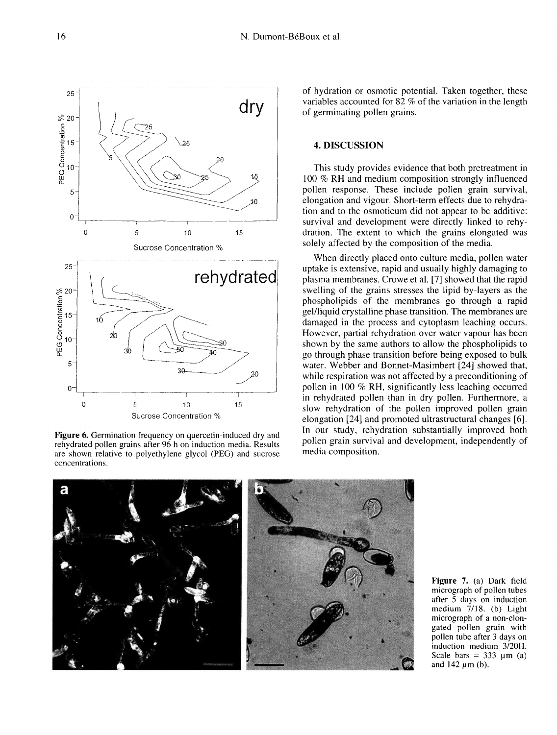Figure 6. Germination frequency on quercetin-induced dry and rehydrated pollen grains after 96 h on induction media. Results are shown relative to polyethylene glycol (PEG) and sucrose concentrations.

of hydration or osmotic potential. Taken together, these variables accounted for 82 % of the variation in the length of germinating pollen grains.

## 4. DISCUSSION

This study provides evidence that both pretreatment in 100 % RH and medium composition strongly influenced pollen response. These include pollen grain survival, elongation and vigour. Short-term effects due to rehydration and to the osmoticum did not appear to be additive: survival and development were directly linked to rehydration. The extent to which the grains elongated was solely affected by the composition of the media.

When directly placed onto culture media, pollen water uptake is extensive, rapid and usually highly damaging to plasma membranes. Crowe et al. [7] showed that the rapid swelling of the grains stresses the lipid by-layers as the phospholipids of the membranes go through a rapid gel/liquid crystalline phase transition. The membranes are damaged in the process and cytoplasm leaching occurs. However, partial rehydration over water vapour has been shown by the same authors to allow the phospholipids to go through phase transition before being exposed to bulk water. Webber and Bonnet-Masimbert [24] showed that, while respiration was not affected by a preconditioning of pollen in 100 % RH, significantly less leaching occurred in rehydrated pollen than in dry pollen. Furthermore, a slow rehydration of the pollen improved pollen grain elongation [24] and promoted ultrastructural changes [6]. In our study, rehydration substantially improved both pollen grain survival and development, independently of media composition.

Figure 7. (a) Dark field micrograph of pollen tubes after 5 days on induction medium 7/18. (b) Light micrograph of a non-elongated pollen grain with pollen tube after 3 days on induction medium 3/20H. Scale bars = 333 µm (a) and 142 µm (b).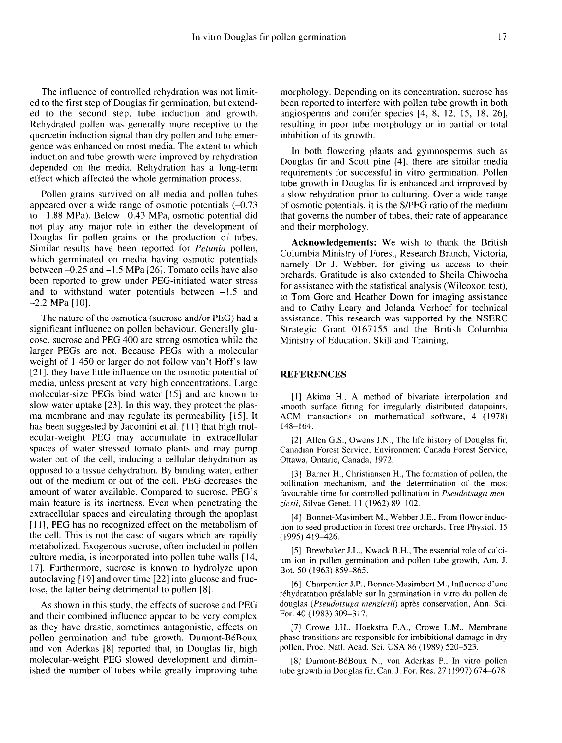The influence of controlled rehydration was not limited to the first step of Douglas fir germination, but extended to the second step, tube induction and growth. Rehydrated pollen was generally more receptive to the quercetin induction signal than dry pollen and tube emergence was enhanced on most media. The extent to which induction and tube growth were improved by rehydration depended on the media. Rehydration has a long-term effect which affected the whole germination process.

Pollen grains survived on all media and pollen tubes appeared over a wide range of osmotic potentials (–0.73 to –1.88 MPa). Below –0.43 MPa, osmotic potential did not play any major role in either the development of Douglas fir pollen grains or the production of tubes. Similar results have been reported for *Petunia* pollen, which germinated on media having osmotic potentials between –0.25 and –1.5 MPa [26]. Tomato cells have also been reported to grow under PEG-initiated water stress and to withstand water potentials between –1.5 and –2.2 MPa [10].

The nature of the osmotica (sucrose and/or PEG) had a significant influence on pollen behaviour. Generally glucose, sucrose and PEG 400 are strong osmotica while the larger PEGs are not. Because PEGs with a molecular weight of 1 450 or larger do not follow van't Hoff's law [21], they have little influence on the osmotic potential of media, unless present at very high concentrations. Large molecular-size PEGs bind water [15] and are known to slow water uptake [23]. In this way, they protect the plasma membrane and may regulate its permeability [15]. It has been suggested by Jacomini et al. [11] that high molecular-weight PEG may accumulate in extracellular spaces of water-stressed tomato plants and may pump water out of the cell, inducing a cellular dehydration as opposed to a tissue dehydration. By binding water, either out of the medium or out of the cell, PEG decreases the amount of water available. Compared to sucrose, PEG's main feature is its inertness. Even when penetrating the extracellular spaces and circulating through the apoplast [11], PEG has no recognized effect on the metabolism of the cell. This is not the case of sugars which are rapidly metabolized. Exogenous sucrose, often included in pollen culture media, is incorporated into pollen tube walls [14, 17]. Furthermore, sucrose is known to hydrolyze upon autoclaving [19] and over time [22] into glucose and fructose, the latter being detrimental to pollen [8].

As shown in this study, the effects of sucrose and PEG and their combined influence appear to be very complex as they have drastic, sometimes antagonistic, effects on pollen germination and tube growth. Dumont-BéBoux and von Aderkas [8] reported that, in Douglas fir, high molecular-weight PEG slowed development and diminished the number of tubes while greatly improving tube morphology. Depending on its concentration, sucrose has been reported to interfere with pollen tube growth in both angiosperms and conifer species [4, 8, 12, 15, 18, 26], resulting in poor tube morphology or in partial or total inhibition of its growth.

In both flowering plants and gymnosperms such as Douglas fir and Scott pine [4], there are similar media requirements for successful in vitro germination. Pollen tube growth in Douglas fir is enhanced and improved by a slow rehydration prior to culturing. Over a wide range of osmotic potentials, it is the S/PEG ratio of the medium that governs the number of tubes, their rate of appearance and their morphology.

**Acknowledgements:** We wish to thank the British Columbia Ministry of Forest, Research Branch, Victoria, namely Dr J. Webber, for giving us access to their orchards. Gratitude is also extended to Sheila Chiwocha for assistance with the statistical analysis (Wilcoxon test), to Tom Gore and Heather Down for imaging assistance and to Cathy Leary and Jolanda Verhoef for technical assistance. This research was supported by the NSERC Strategic Grant 0167155 and the British Columbia Ministry of Education, Skill and Training.

## REFERENCES

[1] Akima H., A method of bivariate interpolation and smooth surface fitting for irregularly distributed datapoints, ACM transactions on mathematical software, 4 (1978) 148–164.

[2] Allen G.S., Owens J.N., The life history of Douglas fir, Canadian Forest Service, Environment Canada Forest Service, Ottawa, Ontario, Canada, 1972.

[3] Barner H., Christiansen H., The formation of pollen, the pollination mechanism, and the determination of the most favourable time for controlled pollination in *Pseudotsuga menziesii*, Silvae Genet. 11 (1962) 89–102.

[4] Bonnet-Masimbert M., Webber J.E., From flower induction to seed production in forest tree orchards, Tree Physiol. 15 (1995) 419–426.

[5] Brewbaker J.L., Kwack B.H., The essential role of calcium ion in pollen germination and pollen tube growth, Am. J. Bot. 50 (1963) 859–865.

[6] Charpentier J.P., Bonnet-Masimbert M., Influence d'une réhydratation préalable sur la germination in vitro du pollen de douglas (*Pseudotsuga menziesii*) après conservation, Ann. Sci. For. 40 (1983) 309–317.

[7] Crowe J.H., Hoekstra F.A., Crowe L.M., Membrane phase transitions are responsible for imbibitional damage in dry pollen, Proc. Natl. Acad. Sci. USA 86 (1989) 520–523.

[8] Dumont-BéBoux N., von Aderkas P., In vitro pollen tube growth in Douglas fir, Can. J. For. Res. 27 (1997) 674–678.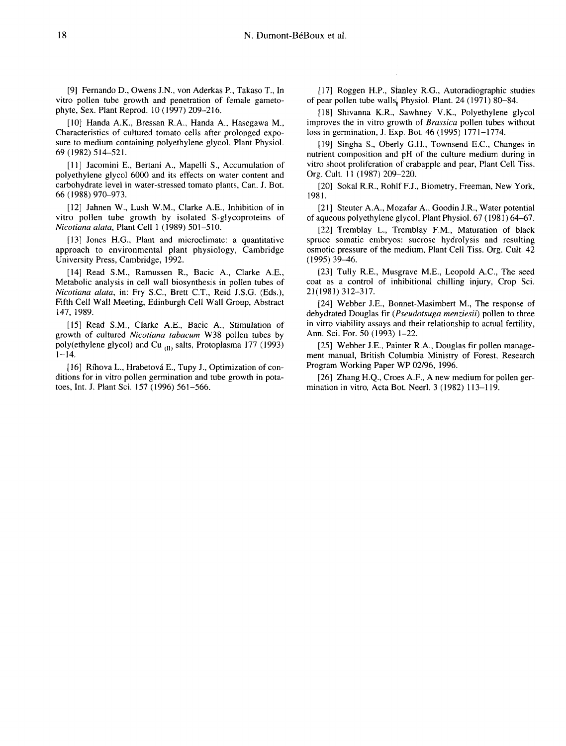[9] Fernando D., Owens J.N., von Aderkas P., Takaso T., In vitro pollen tube growth and penetration of female gametophyte, Sex. Plant Reprod. 10 (1997) 209–216.

[10] Handa A.K., Bressan R.A., Handa A., Hasegawa M., Characteristics of cultured tomato cells after prolonged exposure to medium containing polyethylene glycol, Plant Physiol. 69 (1982) 514–521.

[11] Jacomini E., Bertani A., Mapelli S., Accumulation of polyethylene glycol 6000 and its effects on water content and carbohydrate level in water-stressed tomato plants, Can. J. Bot. 66 (1988) 970–973.

[12] Jahnen W., Lush W.M., Clarke A.E., Inhibition of in vitro pollen tube growth by isolated S-glycoproteins of *Nicotiana alata*, Plant Cell 1 (1989) 501–510.

[13] Jones H.G., Plant and microclimate: a quantitative approach to environmental plant physiology, Cambridge University Press, Cambridge, 1992.

[14] Read S.M., Ramussen R., Bacic A., Clarke A.E., Metabolic analysis in cell wall biosynthesis in pollen tubes of *Nicotiana alata*, in: Fry S.C., Brett C.T., Reid J.S.G. (Eds.), Fifth Cell Wall Meeting, Edinburgh Cell Wall Group, Abstract 147, 1989.

[15] Read S.M., Clarke A.E., Bacic A., Stimulation of growth of cultured *Nicotiana tabacum* W38 pollen tubes by poly(ethylene glycol) and Cu $_{(II)}$ salts, Protoplasma 177 (1993) 1–14.

[16] Říhova L., Hrabetová E., Tupy J., Optimization of conditions for in vitro pollen germination and tube growth in potatoes, Int. J. Plant Sci. 157 (1996) 561–566.

[17] Roggen H.P., Stanley R.G., Autoradiographic studies of pear pollen tube walls, Physiol. Plant. 24 (1971) 80–84.

[18] Shivanna K.R., Sawhney V.K., Polyethylene glycol improves the in vitro growth of *Brassica* pollen tubes without loss in germination, J. Exp. Bot. 46 (1995) 1771–1774.

[19] Singha S., Oberly G.H., Townsend E.C., Changes in nutrient composition and pH of the culture medium during in vitro shoot proliferation of crabapple and pear, Plant Cell Tiss. Org. Cult. 11 (1987) 209–220.

[20] Sokal R.R., Rohlf F.J., Biometry, Freeman, New York, 1981.

[21] Steuter A.A., Mozafar A., Goodin J.R., Water potential of aqueous polyethylene glycol, Plant Physiol. 67 (1981) 64–67.

[22] Tremblay L., Tremblay F.M., Maturation of black spruce somatic embryos: sucrose hydrolysis and resulting osmotic pressure of the medium, Plant Cell Tiss. Org. Cult. 42 (1995) 39–46.

[23] Tully R.E., Musgrave M.E., Leopold A.C., The seed coat as a control of inhibitional chilling injury, Crop Sci. 21(1981) 312–317.

[24] Webber J.E., Bonnet-Masimbert M., The response of dehydrated Douglas fir (*Pseudotsuga menziesii*) pollen to three in vitro viability assays and their relationship to actual fertility, Ann. Sci. For. 50 (1993) 1–22.

[25] Webber J.E., Painter R.A., Douglas fir pollen management manual, British Columbia Ministry of Forest, Research Program Working Paper WP 02/96, 1996.

[26] Zhang H.Q., Croes A.F., A new medium for pollen germination in vitro, Acta Bot. Neerl. 3 (1982) 113–119.